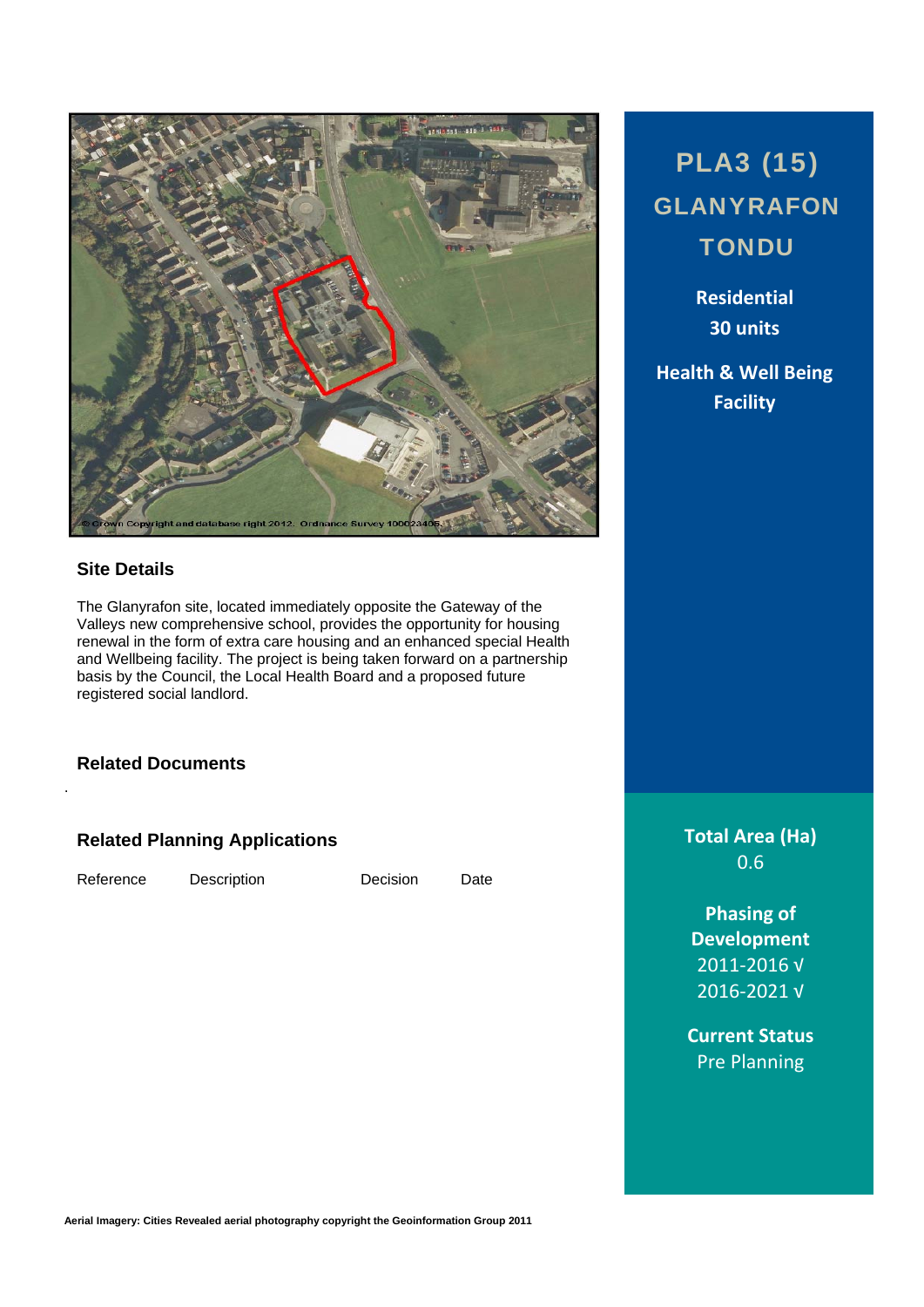# PLA3 (15) GLANYRAFON TONDU

**Residential**
**30 units**

**Health & Well Being Facility**

## Site Details

The Glanyrafon site, located immediately opposite the Gateway of the Valleys new comprehensive school, provides the opportunity for housing renewal in the form of extra care housing and an enhanced special Health and Wellbeing facility. The project is being taken forward on a partnership basis by the Council, the Local Health Board and a proposed future registered social landlord.

## Related Documents

.

## Related Planning Applications

| Reference | Description | Decision | Date |
| --- | --- | --- | --- |

**Total Area (Ha)**
0.6

**Phasing of Development**
2011-2016 √
2016-2021 √

**Current Status**
Pre Planning

Aerial Imagery: Cities Revealed aerial photography copyright the Geoinformation Group 2011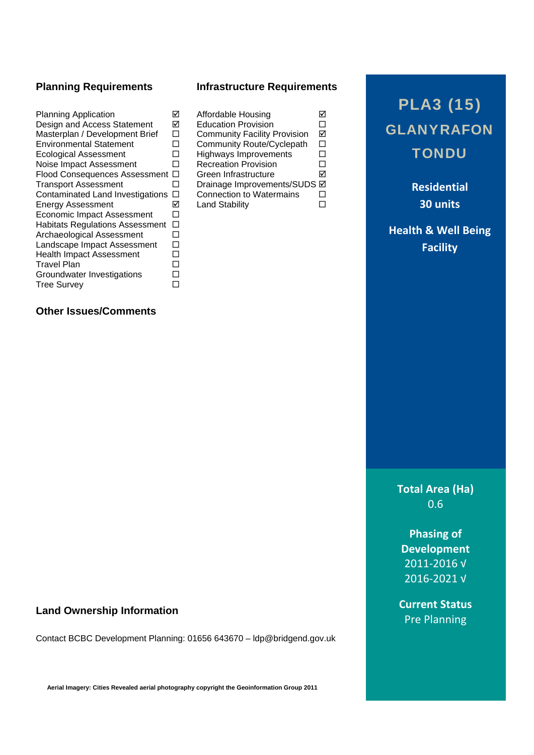## Planning Requirements

| | |
|---|---|
| Planning Application | ☑ |
| Design and Access Statement | ☑ |
| Masterplan / Development Brief | ☐ |
| Environmental Statement | ☐ |
| Ecological Assessment | ☐ |
| Noise Impact Assessment | ☐ |
| Flood Consequences Assessment | ☐ |
| Transport Assessment | ☐ |
| Contaminated Land Investigations | ☐ |
| Energy Assessment | ☑ |
| Economic Impact Assessment | ☐ |
| Habitats Regulations Assessment | ☐ |
| Archaeological Assessment | ☐ |
| Landscape Impact Assessment | ☐ |
| Health Impact Assessment | ☐ |
| Travel Plan | ☐ |
| Groundwater Investigations | ☐ |
| Tree Survey | ☐ |

## Infrastructure Requirements

| | |
|---|---|
| Affordable Housing | ☑ |
| Education Provision | ☐ |
| Community Facility Provision | ☑ |
| Community Route/Cyclepath | ☐ |
| Highways Improvements | ☐ |
| Recreation Provision | ☐ |
| Green Infrastructure | ☑ |
| Drainage Improvements/SUDS | ☑ |
| Connection to Watermains | ☐ |
| Land Stability | ☐ |

## Other Issues/Comments

## Land Ownership Information

Contact BCBC Development Planning: 01656 643670 – ldp@bridgend.gov.uk

Aerial Imagery: Cities Revealed aerial photography copyright the Geoinformation Group 2011

# PLA3 (15) GLANYRAFON TONDU

**Residential**
**30 units**

**Health & Well Being Facility**

**Total Area (Ha)**
0.6

**Phasing of Development**
2011-2016 √
2016-2021 √

**Current Status**
Pre Planning